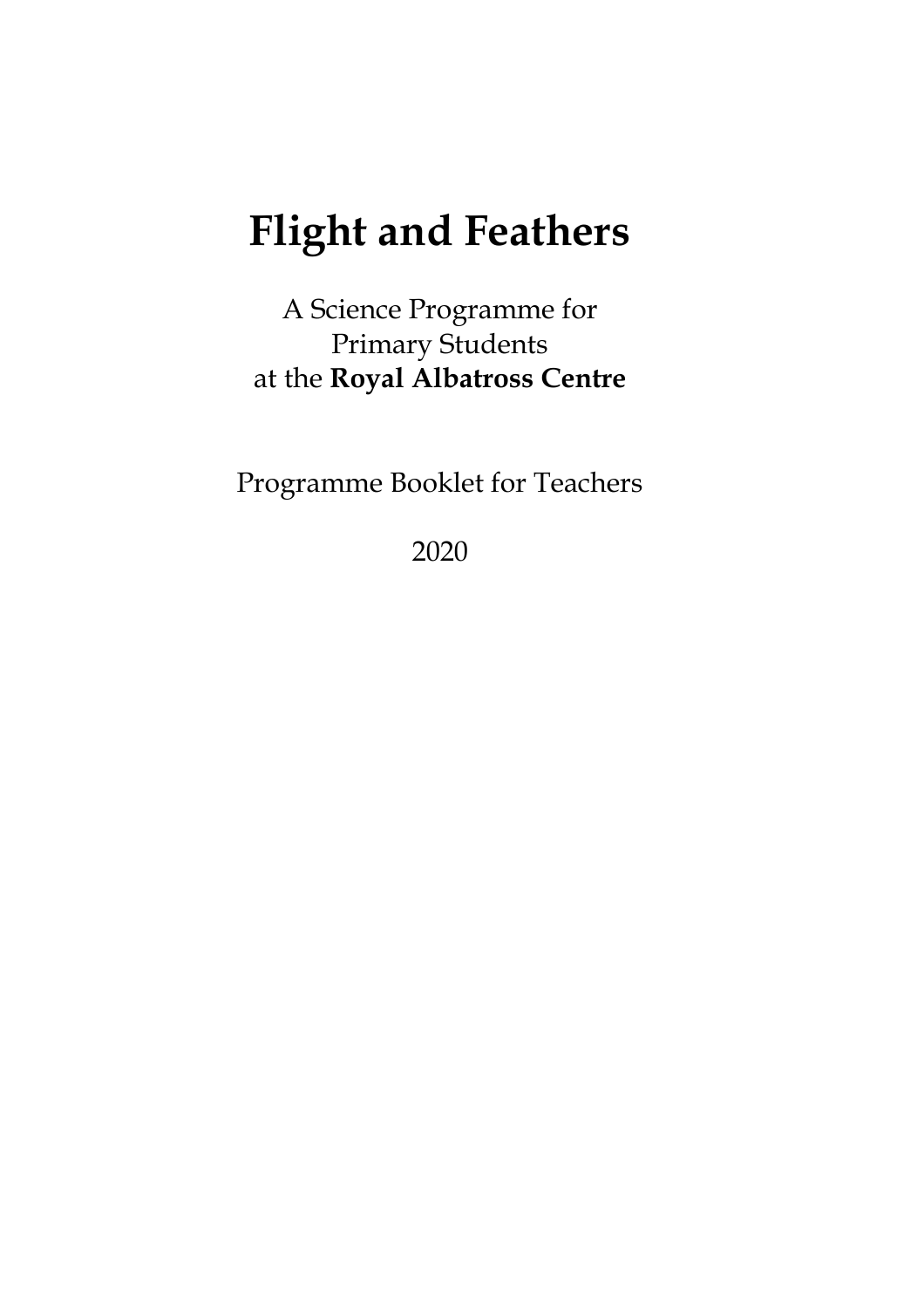# Flight and Feathers

A Science Programme for
Primary Students
at the **Royal Albatross Centre**

Programme Booklet for Teachers

2020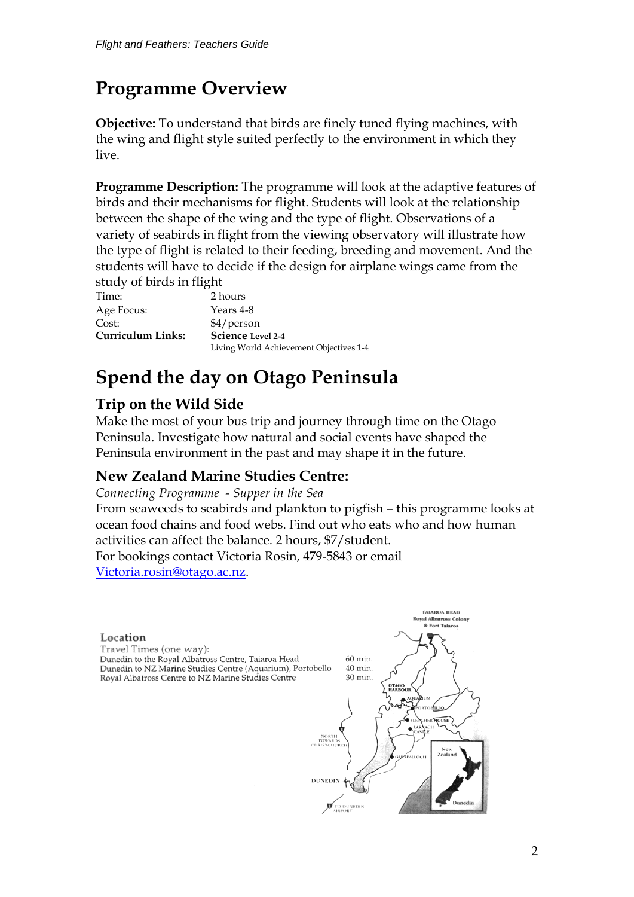# Programme Overview

**Objective:** To understand that birds are finely tuned flying machines, with the wing and flight style suited perfectly to the environment in which they live.

**Programme Description:** The programme will look at the adaptive features of birds and their mechanisms for flight. Students will look at the relationship between the shape of the wing and the type of flight. Observations of a variety of seabirds in flight from the viewing observatory will illustrate how the type of flight is related to their feeding, breeding and movement. And the students will have to decide if the design for airplane wings came from the study of birds in flight

| | |
|---|---|
| Time: | 2 hours |
| Age Focus: | Years 4-8 |
| Cost: | $4/person |
| **Curriculum Links:** | **Science Level 2-4**<br>Living World Achievement Objectives 1-4 |

# Spend the day on Otago Peninsula

## Trip on the Wild Side

Make the most of your bus trip and journey through time on the Otago Peninsula. Investigate how natural and social events have shaped the Peninsula environment in the past and may shape it in the future.

## New Zealand Marine Studies Centre:

*Connecting Programme - Supper in the Sea*

From seaweeds to seabirds and plankton to pigfish – this programme looks at ocean food chains and food webs. Find out who eats who and how human activities can affect the balance. 2 hours, $7/student.

For bookings contact Victoria Rosin, 479-5843 or email Victoria.rosin@otago.ac.nz.

**Location**

Travel Times (one way):

| | |
|---|---|
| Dunedin to the Royal Albatross Centre, Taiaroa Head | 60 min. |
| Dunedin to NZ Marine Studies Centre (Aquarium), Portobello | 40 min. |
| Royal Albatross Centre to NZ Marine Studies Centre | 30 min. |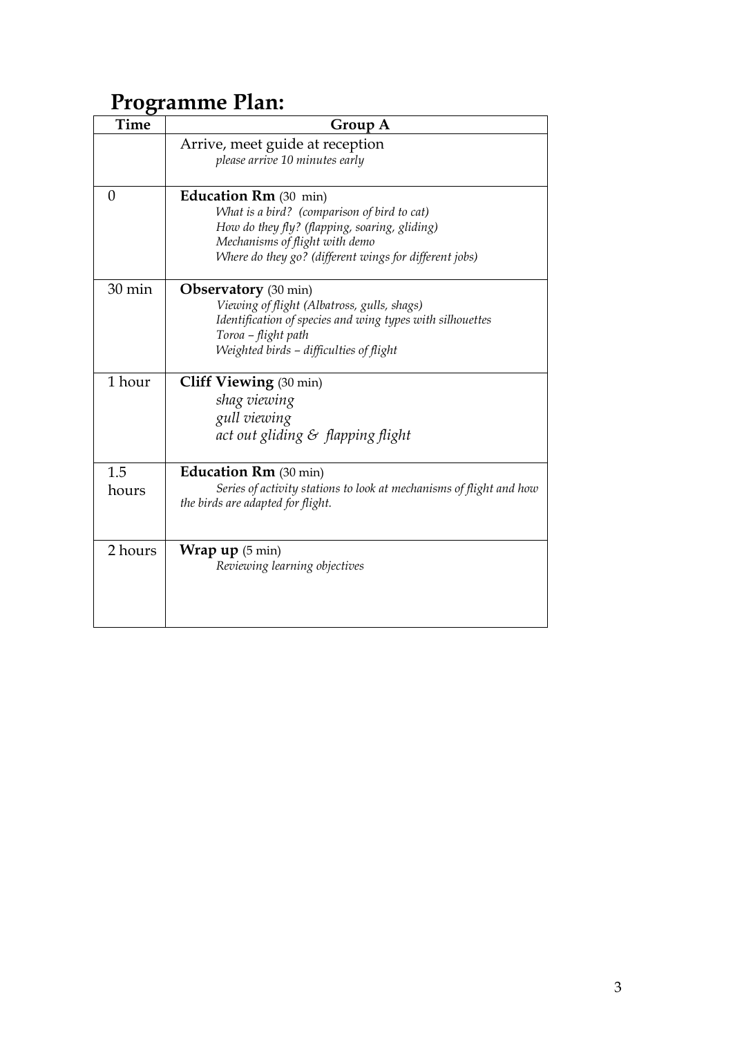# Programme Plan:

| Time | Group A |
|---|---|
| | Arrive, meet guide at reception<br>*please arrive 10 minutes early* |
| 0 | **Education Rm** (30 min)<br>*What is a bird? (comparison of bird to cat)*<br>*How do they fly? (flapping, soaring, gliding)*<br>*Mechanisms of flight with demo*<br>*Where do they go? (different wings for different jobs)* |
| 30 min | **Observatory** (30 min)<br>*Viewing of flight (Albatross, gulls, shags)*<br>*Identification of species and wing types with silhouettes*<br>*Toroa – flight path*<br>*Weighted birds – difficulties of flight* |
| 1 hour | **Cliff Viewing** (30 min)<br>*shag viewing*<br>*gull viewing*<br>*act out gliding & flapping flight* |
| 1.5 hours | **Education Rm** (30 min)<br>*Series of activity stations to look at mechanisms of flight and how the birds are adapted for flight.* |
| 2 hours | **Wrap up** (5 min)<br>*Reviewing learning objectives* |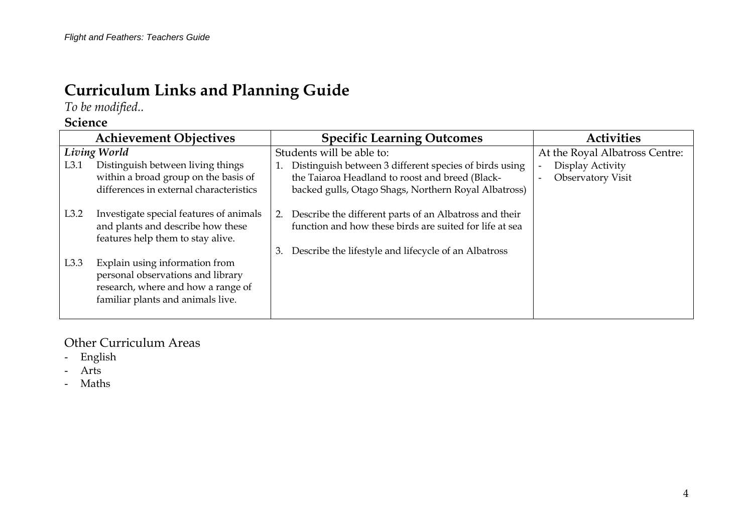# Curriculum Links and Planning Guide

*To be modified..*

**Science**

| Achievement Objectives | Specific Learning Outcomes | Activities |
|---|---|---|
| ***Living World***<br>L3.1 Distinguish between living things within a broad group on the basis of differences in external characteristics<br><br>L3.2 Investigate special features of animals and plants and describe how these features help them to stay alive.<br><br>L3.3 Explain using information from personal observations and library research, where and how a range of familiar plants and animals live. | Students will be able to:<br>1. Distinguish between 3 different species of birds using the Taiaroa Headland to roost and breed (Black-backed gulls, Otago Shags, Northern Royal Albatross)<br><br>2. Describe the different parts of an Albatross and their function and how these birds are suited for life at sea<br><br>3. Describe the lifestyle and lifecycle of an Albatross | At the Royal Albatross Centre:<br>- Display Activity<br>- Observatory Visit |

## Other Curriculum Areas

- English
- Arts
- Maths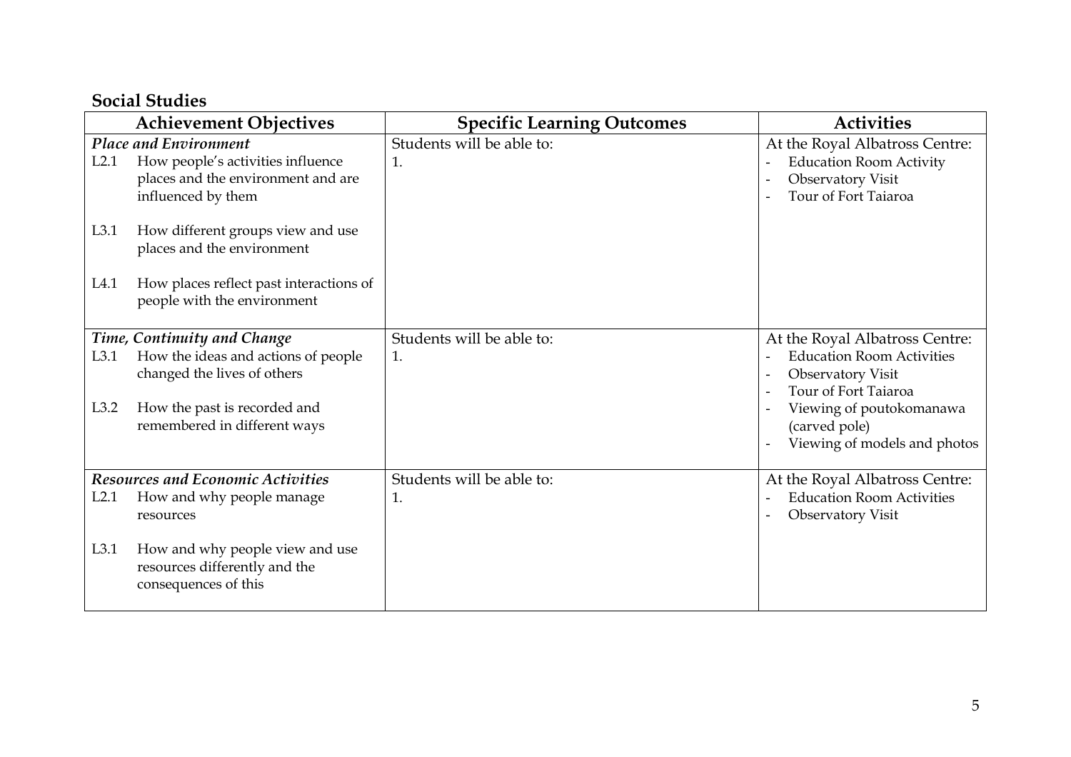## Social Studies

| Achievement Objectives | Specific Learning Outcomes | Activities |
|---|---|---|
| ***Place and Environment***<br>L2.1 How people's activities influence places and the environment and are influenced by them<br><br>L3.1 How different groups view and use places and the environment<br><br>L4.1 How places reflect past interactions of people with the environment | Students will be able to:<br>1. | At the Royal Albatross Centre:<br>- Education Room Activity<br>- Observatory Visit<br>- Tour of Fort Taiaroa |
| ***Time, Continuity and Change***<br>L3.1 How the ideas and actions of people changed the lives of others<br><br>L3.2 How the past is recorded and remembered in different ways | Students will be able to:<br>1. | At the Royal Albatross Centre:<br>- Education Room Activities<br>- Observatory Visit<br>- Tour of Fort Taiaroa<br>- Viewing of poutokomanawa (carved pole)<br>- Viewing of models and photos |
| ***Resources and Economic Activities***<br>L2.1 How and why people manage resources<br><br>L3.1 How and why people view and use resources differently and the consequences of this | Students will be able to:<br>1. | At the Royal Albatross Centre:<br>- Education Room Activities<br>- Observatory Visit |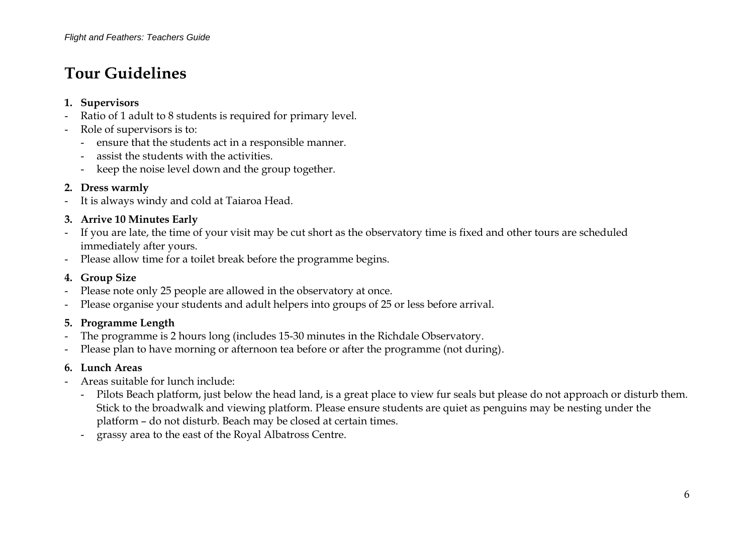# Tour Guidelines

1. **Supervisors**

- Ratio of 1 adult to 8 students is required for primary level.
- Role of supervisors is to:
  - ensure that the students act in a responsible manner.
  - assist the students with the activities.
  - keep the noise level down and the group together.

2. **Dress warmly**

- It is always windy and cold at Taiaroa Head.

3. **Arrive 10 Minutes Early**

- If you are late, the time of your visit may be cut short as the observatory time is fixed and other tours are scheduled immediately after yours.
- Please allow time for a toilet break before the programme begins.

4. **Group Size**

- Please note only 25 people are allowed in the observatory at once.
- Please organise your students and adult helpers into groups of 25 or less before arrival.

5. **Programme Length**

- The programme is 2 hours long (includes 15-30 minutes in the Richdale Observatory.
- Please plan to have morning or afternoon tea before or after the programme (not during).

6. **Lunch Areas**

- Areas suitable for lunch include:
  - Pilots Beach platform, just below the head land, is a great place to view fur seals but please do not approach or disturb them. Stick to the broadwalk and viewing platform. Please ensure students are quiet as penguins may be nesting under the platform – do not disturb. Beach may be closed at certain times.
  - grassy area to the east of the Royal Albatross Centre.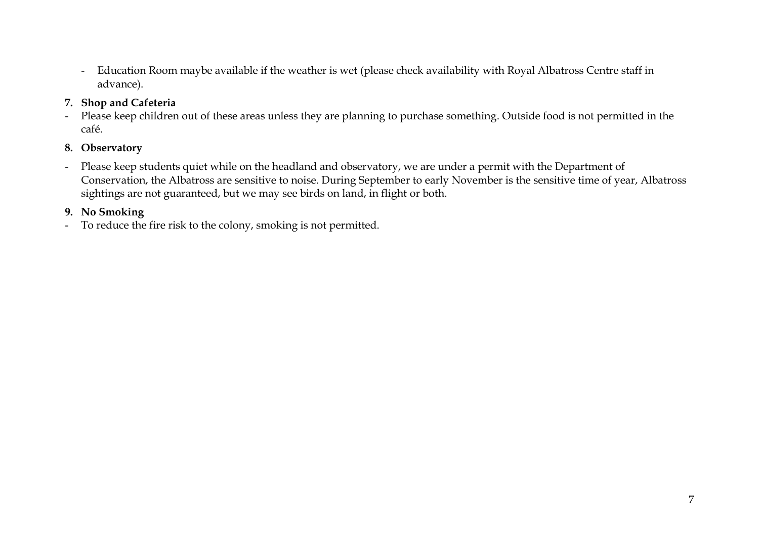- Education Room maybe available if the weather is wet (please check availability with Royal Albatross Centre staff in advance).

**7. Shop and Cafeteria**

- Please keep children out of these areas unless they are planning to purchase something. Outside food is not permitted in the café.

**8. Observatory**

- Please keep students quiet while on the headland and observatory, we are under a permit with the Department of Conservation, the Albatross are sensitive to noise. During September to early November is the sensitive time of year, Albatross sightings are not guaranteed, but we may see birds on land, in flight or both.

**9. No Smoking**

- To reduce the fire risk to the colony, smoking is not permitted.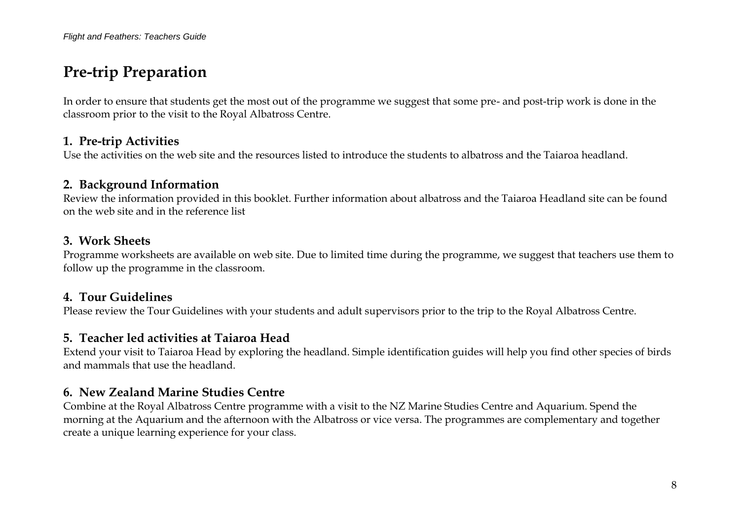# Pre-trip Preparation

In order to ensure that students get the most out of the programme we suggest that some pre- and post-trip work is done in the classroom prior to the visit to the Royal Albatross Centre.

## 1. Pre-trip Activities

Use the activities on the web site and the resources listed to introduce the students to albatross and the Taiaroa headland.

## 2. Background Information

Review the information provided in this booklet. Further information about albatross and the Taiaroa Headland site can be found on the web site and in the reference list

## 3. Work Sheets

Programme worksheets are available on web site. Due to limited time during the programme, we suggest that teachers use them to follow up the programme in the classroom.

## 4. Tour Guidelines

Please review the Tour Guidelines with your students and adult supervisors prior to the trip to the Royal Albatross Centre.

## 5. Teacher led activities at Taiaroa Head

Extend your visit to Taiaroa Head by exploring the headland. Simple identification guides will help you find other species of birds and mammals that use the headland.

## 6. New Zealand Marine Studies Centre

Combine at the Royal Albatross Centre programme with a visit to the NZ Marine Studies Centre and Aquarium. Spend the morning at the Aquarium and the afternoon with the Albatross or vice versa. The programmes are complementary and together create a unique learning experience for your class.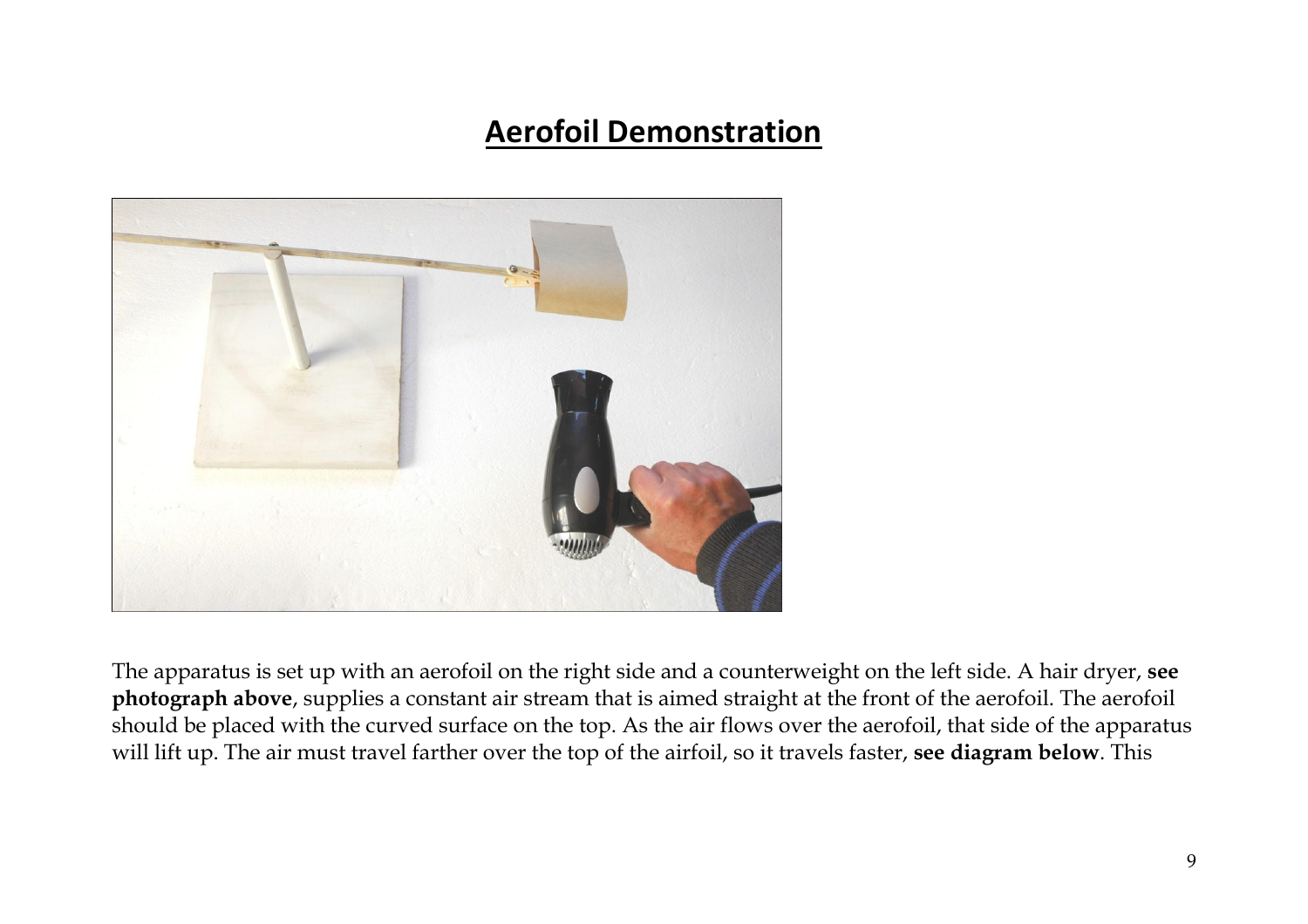# Aerofoil Demonstration

The apparatus is set up with an aerofoil on the right side and a counterweight on the left side. A hair dryer, **see photograph above**, supplies a constant air stream that is aimed straight at the front of the aerofoil. The aerofoil should be placed with the curved surface on the top. As the air flows over the aerofoil, that side of the apparatus will lift up. The air must travel farther over the top of the airfoil, so it travels faster, **see diagram below**. This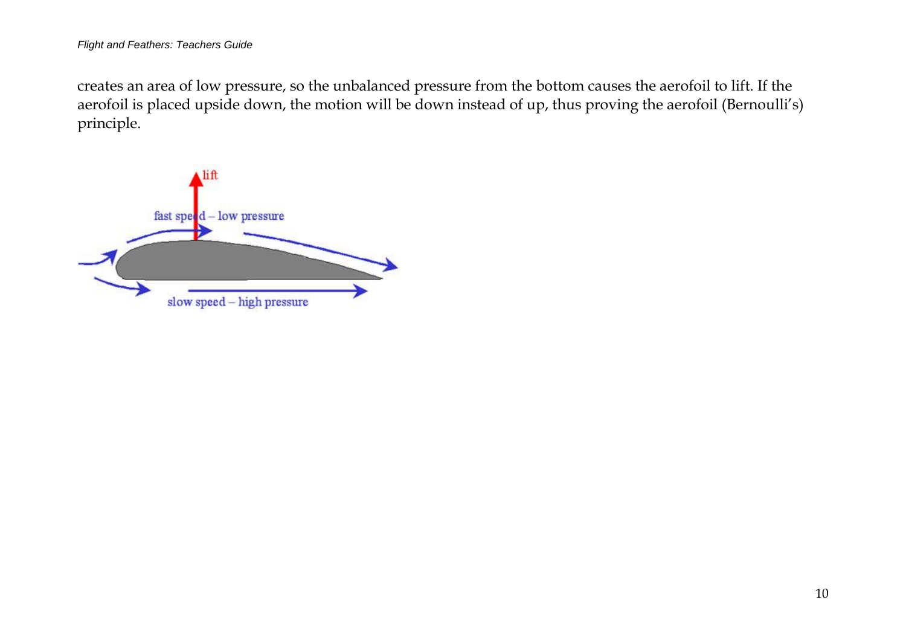creates an area of low pressure, so the unbalanced pressure from the bottom causes the aerofoil to lift. If the aerofoil is placed upside down, the motion will be down instead of up, thus proving the aerofoil (Bernoulli's) principle.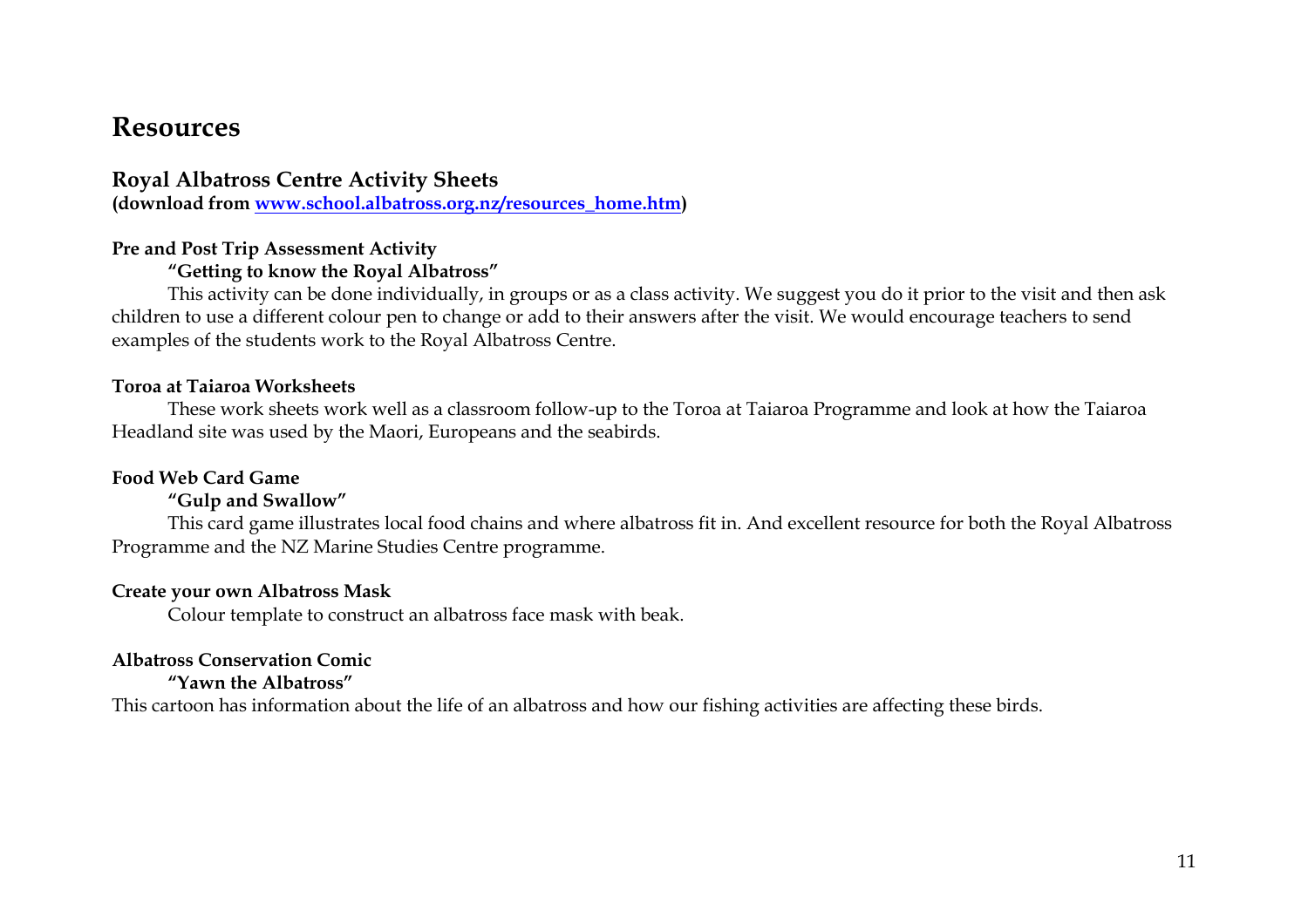# Resources

## Royal Albatross Centre Activity Sheets

**(download from [www.school.albatross.org.nz/resources_home.htm](www.school.albatross.org.nz/resources_home.htm))**

**Pre and Post Trip Assessment Activity**

**"Getting to know the Royal Albatross"**

This activity can be done individually, in groups or as a class activity. We suggest you do it prior to the visit and then ask children to use a different colour pen to change or add to their answers after the visit. We would encourage teachers to send examples of the students work to the Royal Albatross Centre.

**Toroa at Taiaroa Worksheets**

These work sheets work well as a classroom follow-up to the Toroa at Taiaroa Programme and look at how the Taiaroa Headland site was used by the Maori, Europeans and the seabirds.

**Food Web Card Game**

**"Gulp and Swallow"**

This card game illustrates local food chains and where albatross fit in. And excellent resource for both the Royal Albatross Programme and the NZ Marine Studies Centre programme.

**Create your own Albatross Mask**

Colour template to construct an albatross face mask with beak.

**Albatross Conservation Comic**

**"Yawn the Albatross"**

This cartoon has information about the life of an albatross and how our fishing activities are affecting these birds.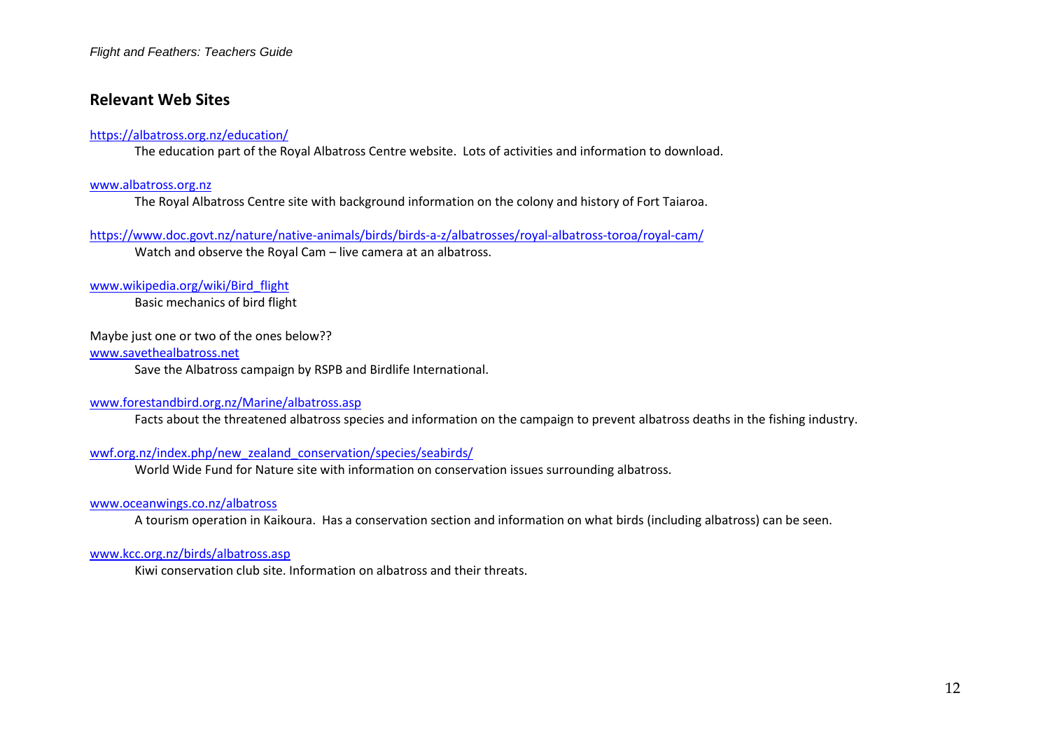## Relevant Web Sites

https://albatross.org.nz/education/

The education part of the Royal Albatross Centre website. Lots of activities and information to download.

www.albatross.org.nz

The Royal Albatross Centre site with background information on the colony and history of Fort Taiaroa.

https://www.doc.govt.nz/nature/native-animals/birds/birds-a-z/albatrosses/royal-albatross-toroa/royal-cam/

Watch and observe the Royal Cam – live camera at an albatross.

www.wikipedia.org/wiki/Bird_flight

Basic mechanics of bird flight

Maybe just one or two of the ones below??

www.savethealbatross.net

Save the Albatross campaign by RSPB and Birdlife International.

www.forestandbird.org.nz/Marine/albatross.asp

Facts about the threatened albatross species and information on the campaign to prevent albatross deaths in the fishing industry.

wwf.org.nz/index.php/new_zealand_conservation/species/seabirds/

World Wide Fund for Nature site with information on conservation issues surrounding albatross.

www.oceanwings.co.nz/albatross

A tourism operation in Kaikoura. Has a conservation section and information on what birds (including albatross) can be seen.

www.kcc.org.nz/birds/albatross.asp

Kiwi conservation club site. Information on albatross and their threats.